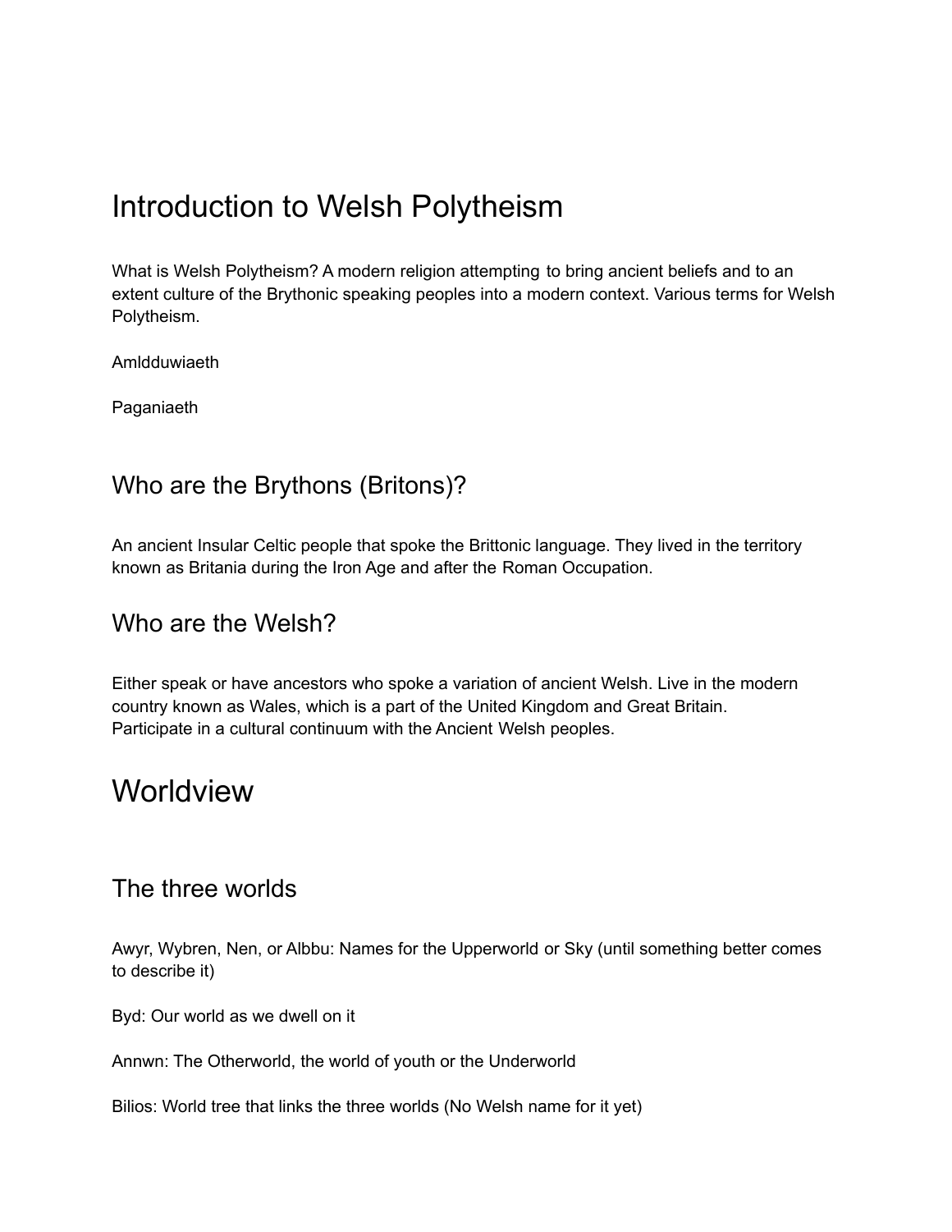# Introduction to Welsh Polytheism

What is Welsh Polytheism? A modern religion attempting to bring ancient beliefs and to an extent culture of the Brythonic speaking peoples into a modern context. Various terms for Welsh Polytheism.

Amldduwiaeth

Paganiaeth

## Who are the Brythons (Britons)?

An ancient Insular Celtic people that spoke the Brittonic language. They lived in the territory known as Britania during the Iron Age and after the Roman Occupation.

## Who are the Welsh?

Either speak or have ancestors who spoke a variation of ancient Welsh. Live in the modern country known as Wales, which is a part of the United Kingdom and Great Britain. Participate in a cultural continuum with the Ancient Welsh peoples.

# Worldview

## The three worlds

Awyr, Wybren, Nen, or Albbu: Names for the Upperworld or Sky (until something better comes to describe it)

Byd: Our world as we dwell on it

Annwn: The Otherworld, the world of youth or the Underworld

Bilios: World tree that links the three worlds (No Welsh name for it yet)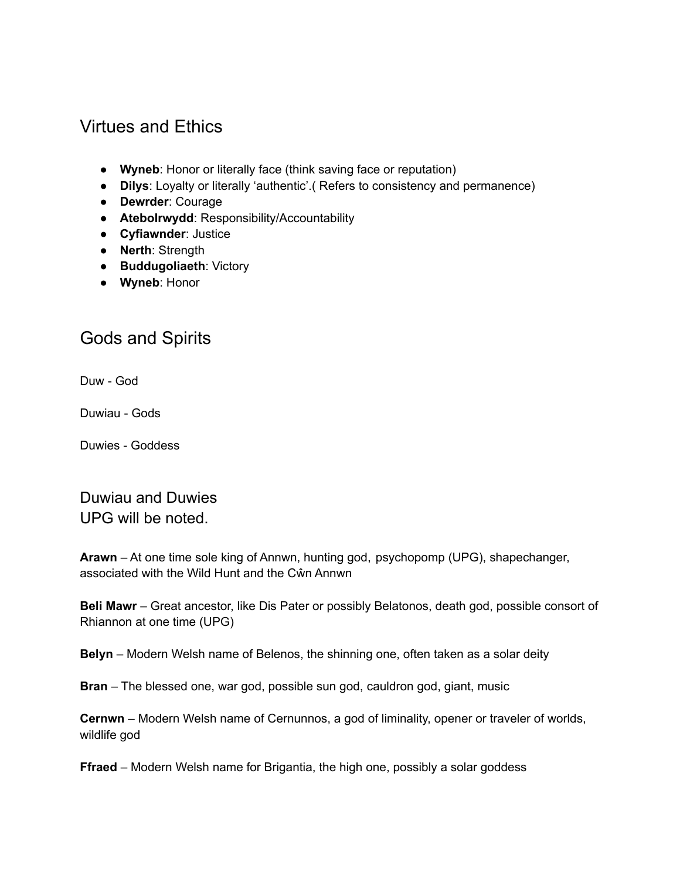## Virtues and Ethics

- **Wyneb**: Honor or literally face (think saving face or reputation)
- **Dilys**: Loyalty or literally 'authentic'.( Refers to consistency and permanence)
- **Dewrder**: Courage
- **Atebolrwydd**: Responsibility/Accountability
- **Cyfiawnder**: Justice
- **Nerth**: Strength
- **Buddugoliaeth**: Victory
- **Wyneb**: Honor

## Gods and Spirits

Duw - God

Duwiau - Gods

Duwies - Goddess

## Duwiau and Duwies
UPG will be noted.

**Arawn** – At one time sole king of Annwn, hunting god, psychopomp (UPG), shapechanger, associated with the Wild Hunt and the Cŵn Annwn

**Beli Mawr** – Great ancestor, like Dis Pater or possibly Belatonos, death god, possible consort of Rhiannon at one time (UPG)

**Belyn** – Modern Welsh name of Belenos, the shinning one, often taken as a solar deity

**Bran** – The blessed one, war god, possible sun god, cauldron god, giant, music

**Cernwn** – Modern Welsh name of Cernunnos, a god of liminality, opener or traveler of worlds, wildlife god

**Ffraed** – Modern Welsh name for Brigantia, the high one, possibly a solar goddess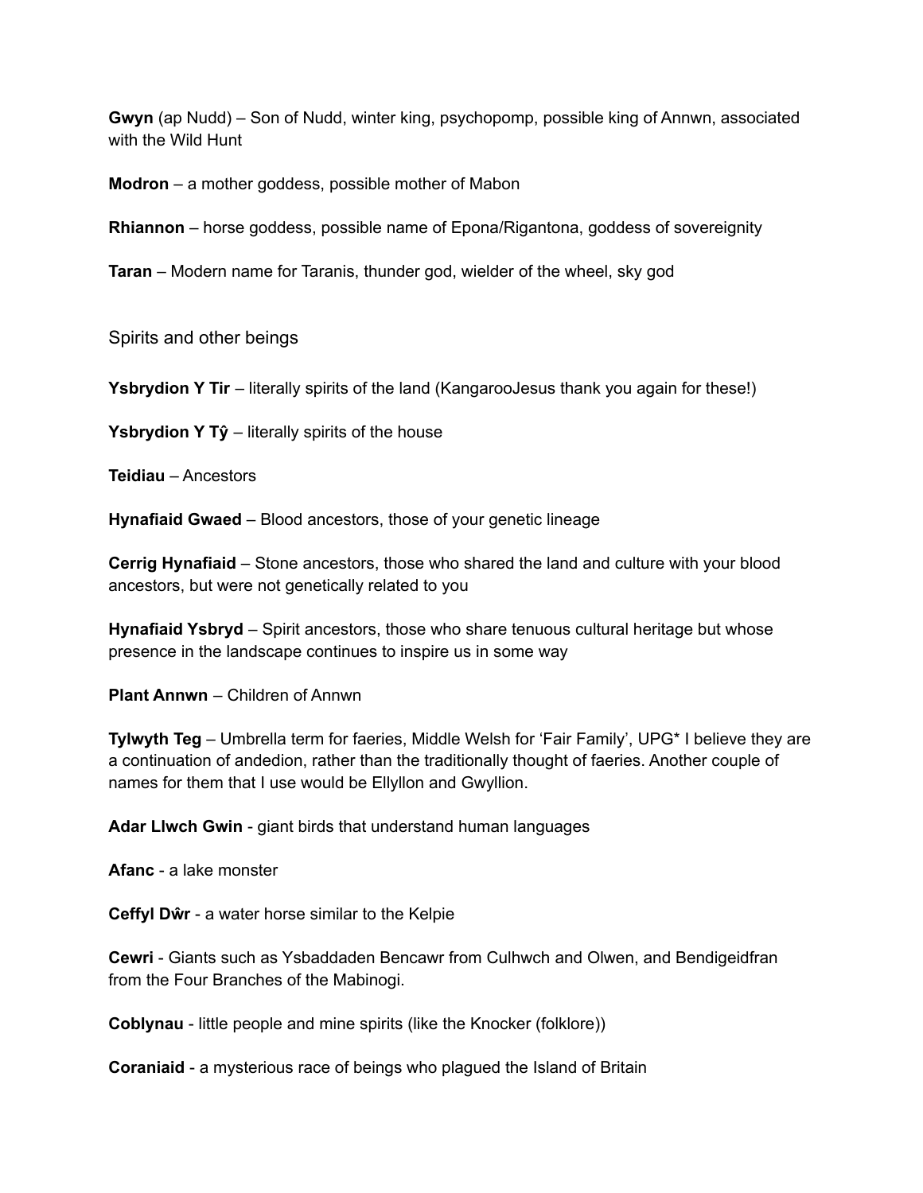**Gwyn** (ap Nudd) – Son of Nudd, winter king, psychopomp, possible king of Annwn, associated with the Wild Hunt

**Modron** – a mother goddess, possible mother of Mabon

**Rhiannon** – horse goddess, possible name of Epona/Rigantona, goddess of sovereignity

**Taran** – Modern name for Taranis, thunder god, wielder of the wheel, sky god

## Spirits and other beings

**Ysbrydion Y Tir** – literally spirits of the land (KangarooJesus thank you again for these!)

**Ysbrydion Y Tŷ** – literally spirits of the house

**Teidiau** – Ancestors

**Hynafiaid Gwaed** – Blood ancestors, those of your genetic lineage

**Cerrig Hynafiaid** – Stone ancestors, those who shared the land and culture with your blood ancestors, but were not genetically related to you

**Hynafiaid Ysbryd** – Spirit ancestors, those who share tenuous cultural heritage but whose presence in the landscape continues to inspire us in some way

**Plant Annwn** – Children of Annwn

**Tylwyth Teg** – Umbrella term for faeries, Middle Welsh for 'Fair Family', UPG* I believe they are a continuation of andedion, rather than the traditionally thought of faeries. Another couple of names for them that I use would be Ellyllon and Gwyllion.

**Adar Llwch Gwin** - giant birds that understand human languages

**Afanc** - a lake monster

**Ceffyl Dŵr** - a water horse similar to the Kelpie

**Cewri** - Giants such as Ysbaddaden Bencawr from Culhwch and Olwen, and Bendigeidfran from the Four Branches of the Mabinogi.

**Coblynau** - little people and mine spirits (like the Knocker (folklore))

**Coraniaid** - a mysterious race of beings who plagued the Island of Britain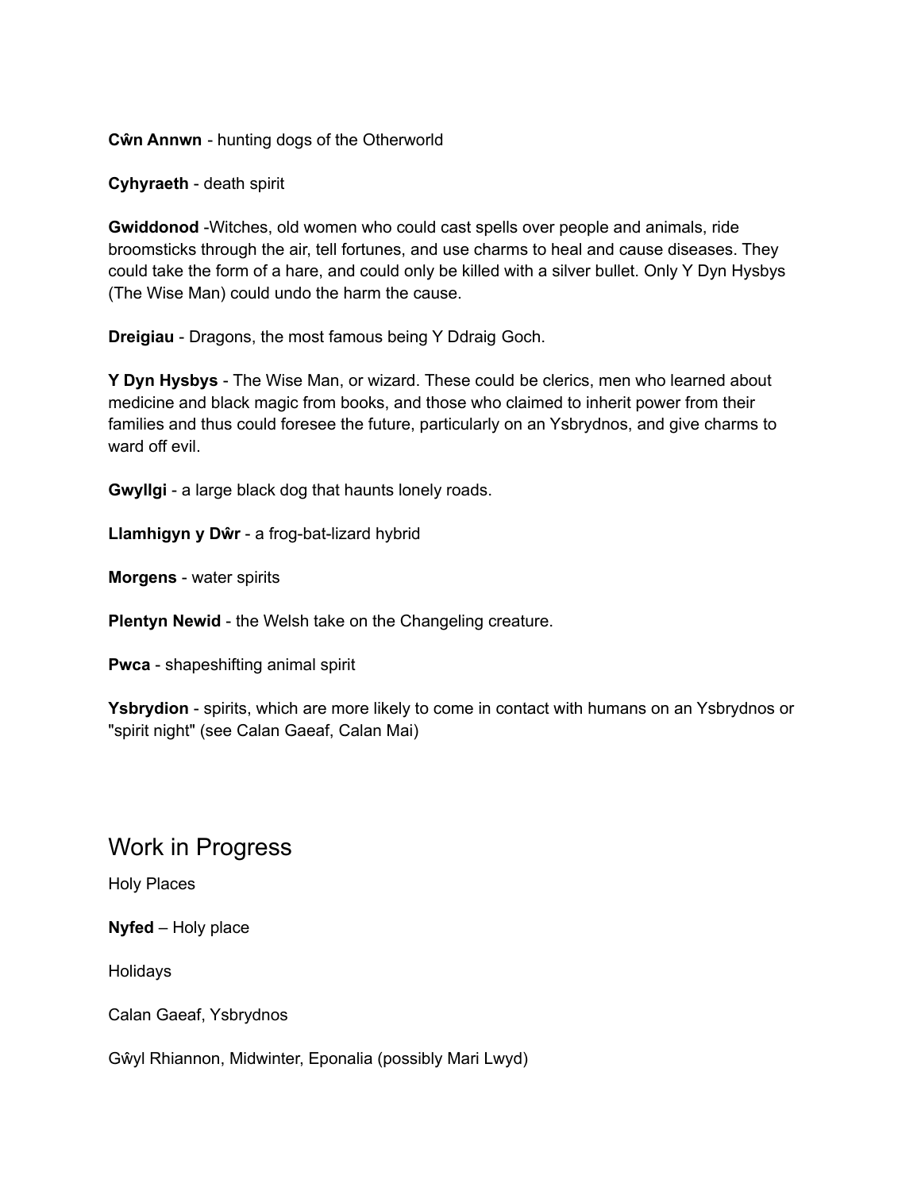**Cŵn Annwn** - hunting dogs of the Otherworld

**Cyhyraeth** - death spirit

**Gwiddonod** -Witches, old women who could cast spells over people and animals, ride broomsticks through the air, tell fortunes, and use charms to heal and cause diseases. They could take the form of a hare, and could only be killed with a silver bullet. Only Y Dyn Hysbys (The Wise Man) could undo the harm the cause.

**Dreigiau** - Dragons, the most famous being Y Ddraig Goch.

**Y Dyn Hysbys** - The Wise Man, or wizard. These could be clerics, men who learned about medicine and black magic from books, and those who claimed to inherit power from their families and thus could foresee the future, particularly on an Ysbrydnos, and give charms to ward off evil.

**Gwyllgi** - a large black dog that haunts lonely roads.

**Llamhigyn y Dŵr** - a frog-bat-lizard hybrid

**Morgens** - water spirits

**Plentyn Newid** - the Welsh take on the Changeling creature.

**Pwca** - shapeshifting animal spirit

**Ysbrydion** - spirits, which are more likely to come in contact with humans on an Ysbrydnos or "spirit night" (see Calan Gaeaf, Calan Mai)

## Work in Progress

Holy Places

**Nyfed** – Holy place

Holidays

Calan Gaeaf, Ysbrydnos

Gŵyl Rhiannon, Midwinter, Eponalia (possibly Mari Lwyd)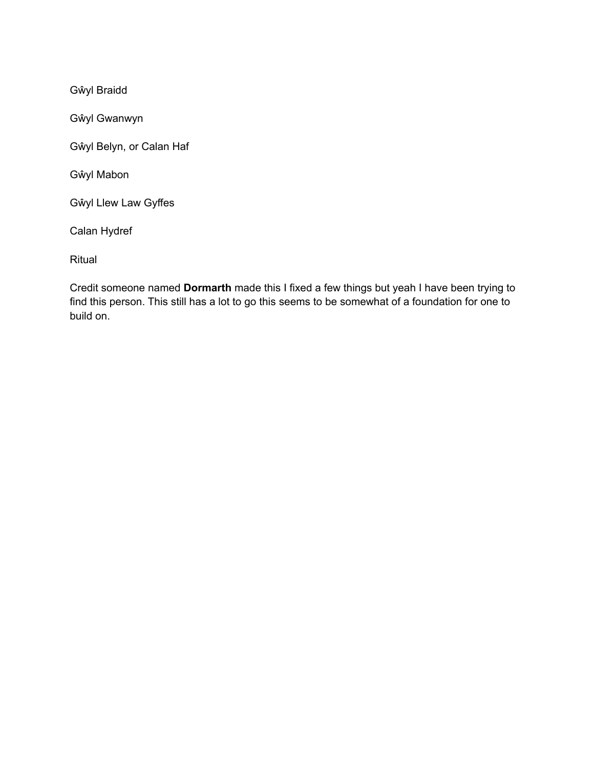Gŵyl Braidd

Gŵyl Gwanwyn

Gŵyl Belyn, or Calan Haf

Gŵyl Mabon

Gŵyl Llew Law Gyffes

Calan Hydref

Ritual

Credit someone named **Dormarth** made this I fixed a few things but yeah I have been trying to find this person. This still has a lot to go this seems to be somewhat of a foundation for one to build on.